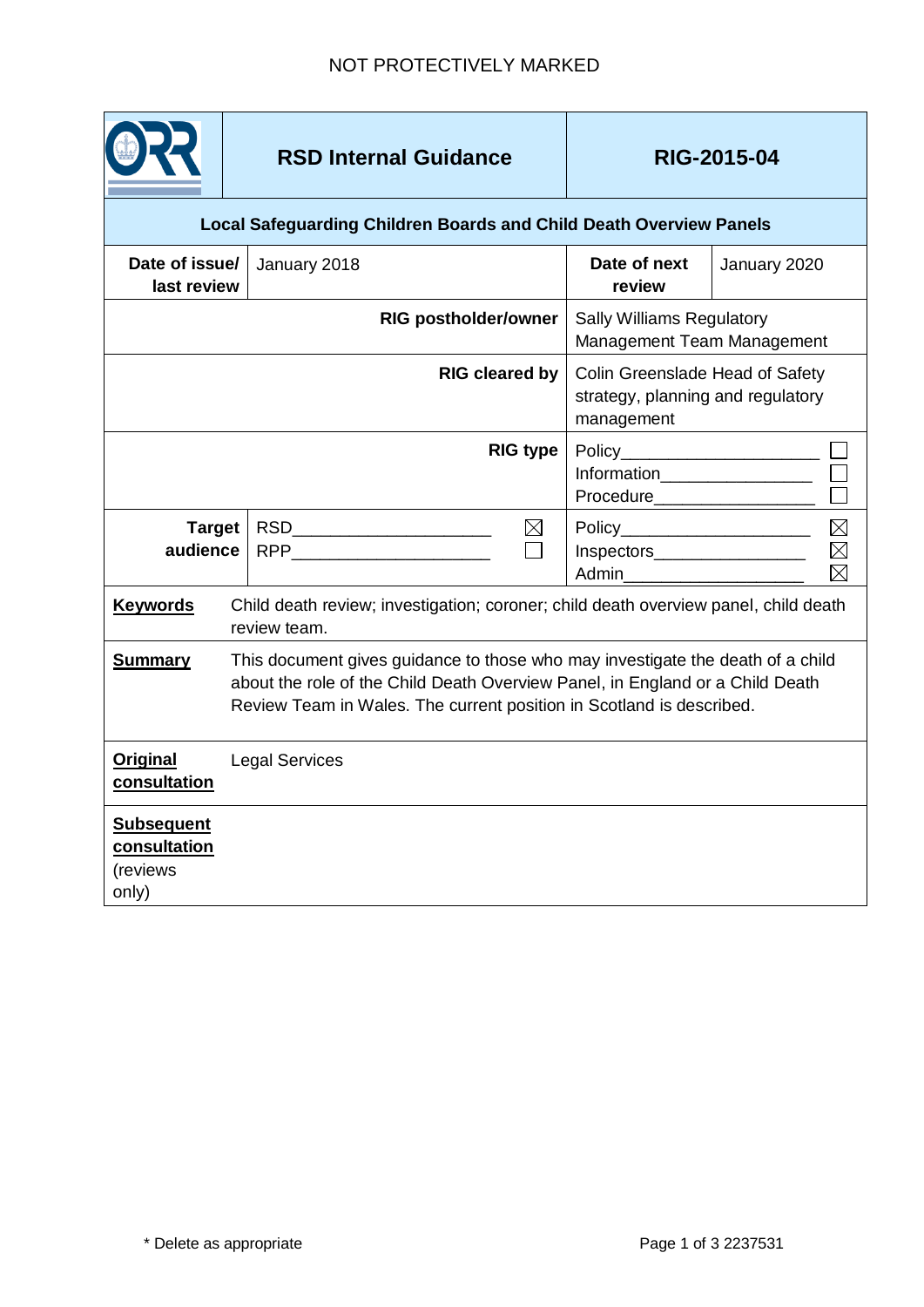NOT PROTECTIVELY MARKED

| ORR | RSD Internal Guidance | RIG-2015-04 | |
|---|---|---|---|
| **Local Safeguarding Children Boards and Child Death Overview Panels** | | | |
| **Date of issue/ last review** | January 2018 | **Date of next review** | January 2020 |
| **RIG postholder/owner** | | Sally Williams Regulatory Management Team Management | |
| **RIG cleared by** | | Colin Greenslade Head of Safety strategy, planning and regulatory management | |
| **RIG type** | | Policy ☐<br>Information ☐<br>Procedure ☐ | |
| **Target audience** | RSD ☒<br>RPP ☐ | Policy ☒<br>Inspectors ☒<br>Admin ☒ | |
| **Keywords** | Child death review; investigation; coroner; child death overview panel, child death review team. | | |
| **Summary** | This document gives guidance to those who may investigate the death of a child about the role of the Child Death Overview Panel, in England or a Child Death Review Team in Wales. The current position in Scotland is described. | | |
| **Original consultation** | Legal Services | | |
| **Subsequent consultation** (reviews only) | | | |

\* Delete as appropriate

2237531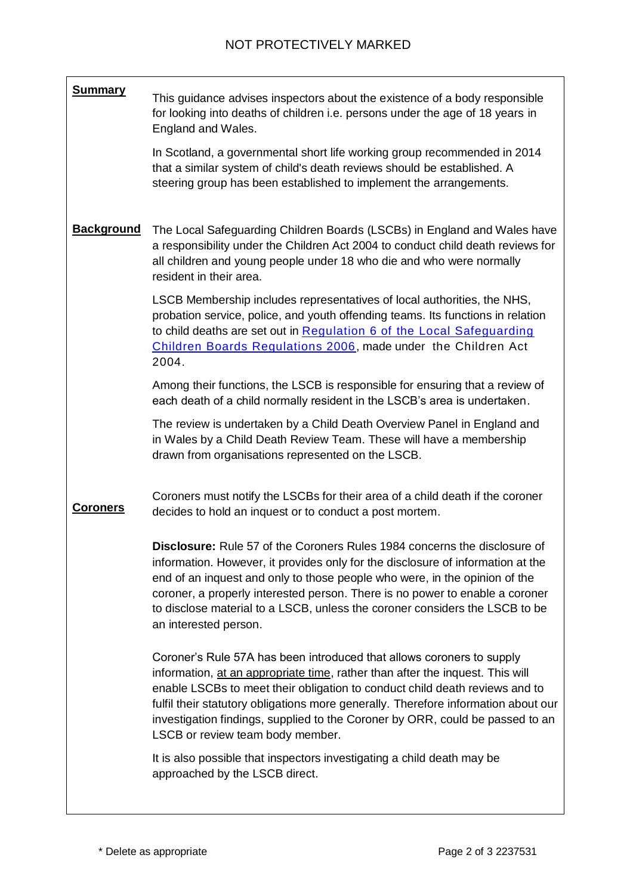NOT PROTECTIVELY MARKED

**Summary**

This guidance advises inspectors about the existence of a body responsible for looking into deaths of children i.e. persons under the age of 18 years in England and Wales.

In Scotland, a governmental short life working group recommended in 2014 that a similar system of child's death reviews should be established. A steering group has been established to implement the arrangements.

**Background**

The Local Safeguarding Children Boards (LSCBs) in England and Wales have a responsibility under the Children Act 2004 to conduct child death reviews for all children and young people under 18 who die and who were normally resident in their area.

LSCB Membership includes representatives of local authorities, the NHS, probation service, police, and youth offending teams. Its functions in relation to child deaths are set out in [Regulation 6 of the Local Safeguarding Children Boards Regulations 2006](), made under the Children Act 2004.

Among their functions, the LSCB is responsible for ensuring that a review of each death of a child normally resident in the LSCB's area is undertaken.

The review is undertaken by a Child Death Overview Panel in England and in Wales by a Child Death Review Team. These will have a membership drawn from organisations represented on the LSCB.

**Coroners**

Coroners must notify the LSCBs for their area of a child death if the coroner decides to hold an inquest or to conduct a post mortem.

**Disclosure:** Rule 57 of the Coroners Rules 1984 concerns the disclosure of information. However, it provides only for the disclosure of information at the end of an inquest and only to those people who were, in the opinion of the coroner, a properly interested person. There is no power to enable a coroner to disclose material to a LSCB, unless the coroner considers the LSCB to be an interested person.

Coroner's Rule 57A has been introduced that allows coroners to supply information, <u>at an appropriate time</u>, rather than after the inquest. This will enable LSCBs to meet their obligation to conduct child death reviews and to fulfil their statutory obligations more generally. Therefore information about our investigation findings, supplied to the Coroner by ORR, could be passed to an LSCB or review team body member.

It is also possible that inspectors investigating a child death may be approached by the LSCB direct.

\* Delete as appropriate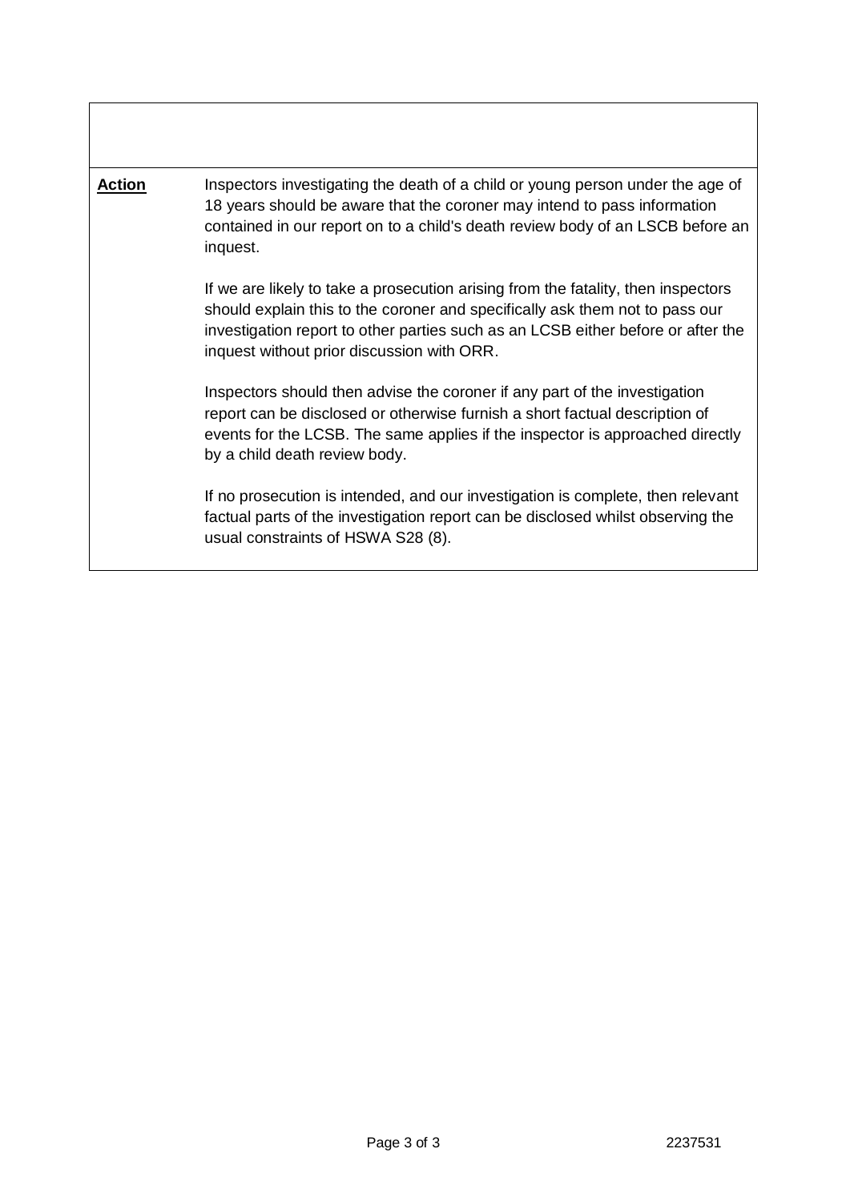| | |
|---|---|
| **Action** | Inspectors investigating the death of a child or young person under the age of 18 years should be aware that the coroner may intend to pass information contained in our report on to a child's death review body of an LSCB before an inquest.<br><br>If we are likely to take a prosecution arising from the fatality, then inspectors should explain this to the coroner and specifically ask them not to pass our investigation report to other parties such as an LCSB either before or after the inquest without prior discussion with ORR.<br><br>Inspectors should then advise the coroner if any part of the investigation report can be disclosed or otherwise furnish a short factual description of events for the LCSB. The same applies if the inspector is approached directly by a child death review body.<br><br>If no prosecution is intended, and our investigation is complete, then relevant factual parts of the investigation report can be disclosed whilst observing the usual constraints of HSWA S28 (8). |

2237531